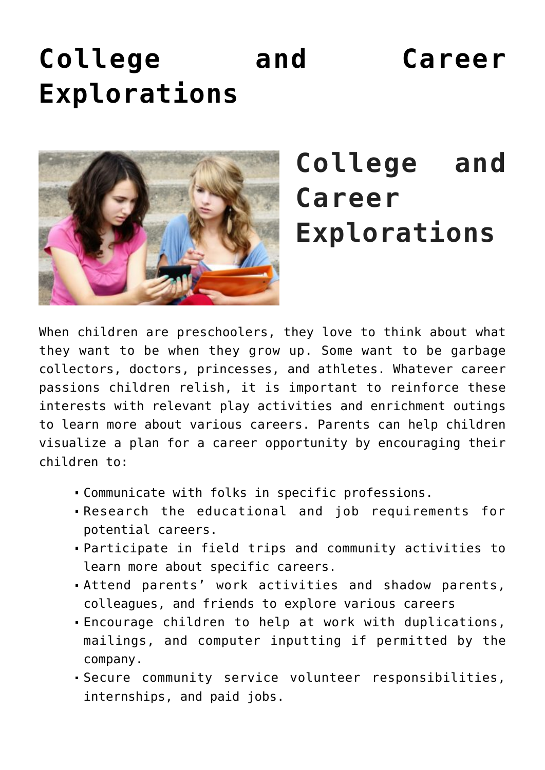# College and Career Explorations

## College and Career Explorations

When children are preschoolers, they love to think about what they want to be when they grow up. Some want to be garbage collectors, doctors, princesses, and athletes. Whatever career passions children relish, it is important to reinforce these interests with relevant play activities and enrichment outings to learn more about various careers. Parents can help children visualize a plan for a career opportunity by encouraging their children to:

- Communicate with folks in specific professions.
- Research the educational and job requirements for potential careers.
- Participate in field trips and community activities to learn more about specific careers.
- Attend parents' work activities and shadow parents, colleagues, and friends to explore various careers
- Encourage children to help at work with duplications, mailings, and computer inputting if permitted by the company.
- Secure community service volunteer responsibilities, internships, and paid jobs.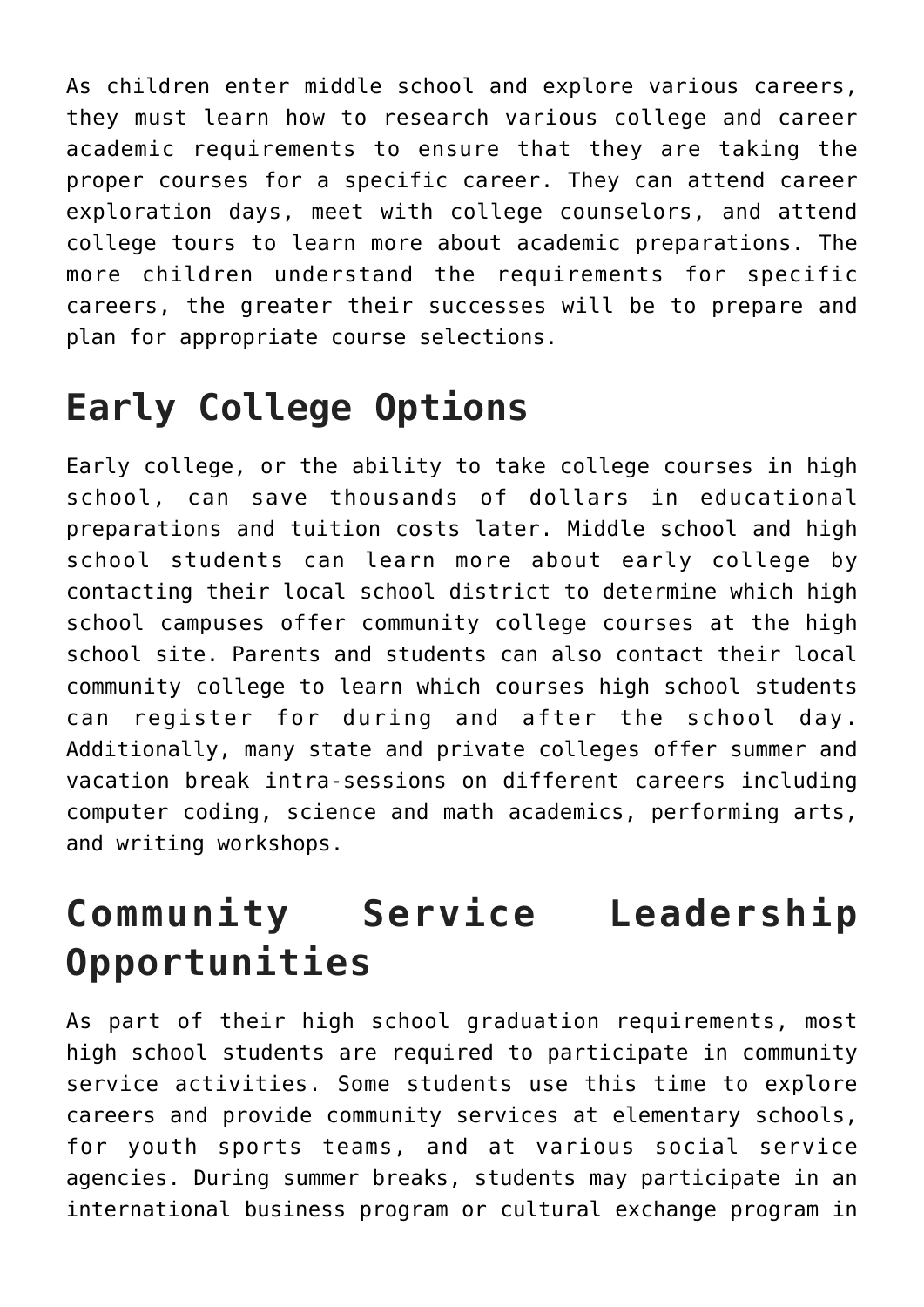As children enter middle school and explore various careers, they must learn how to research various college and career academic requirements to ensure that they are taking the proper courses for a specific career. They can attend career exploration days, meet with college counselors, and attend college tours to learn more about academic preparations. The more children understand the requirements for specific careers, the greater their successes will be to prepare and plan for appropriate course selections.

## Early College Options

Early college, or the ability to take college courses in high school, can save thousands of dollars in educational preparations and tuition costs later. Middle school and high school students can learn more about early college by contacting their local school district to determine which high school campuses offer community college courses at the high school site. Parents and students can also contact their local community college to learn which courses high school students can register for during and after the school day. Additionally, many state and private colleges offer summer and vacation break intra-sessions on different careers including computer coding, science and math academics, performing arts, and writing workshops.

## Community Service Leadership Opportunities

As part of their high school graduation requirements, most high school students are required to participate in community service activities. Some students use this time to explore careers and provide community services at elementary schools, for youth sports teams, and at various social service agencies. During summer breaks, students may participate in an international business program or cultural exchange program in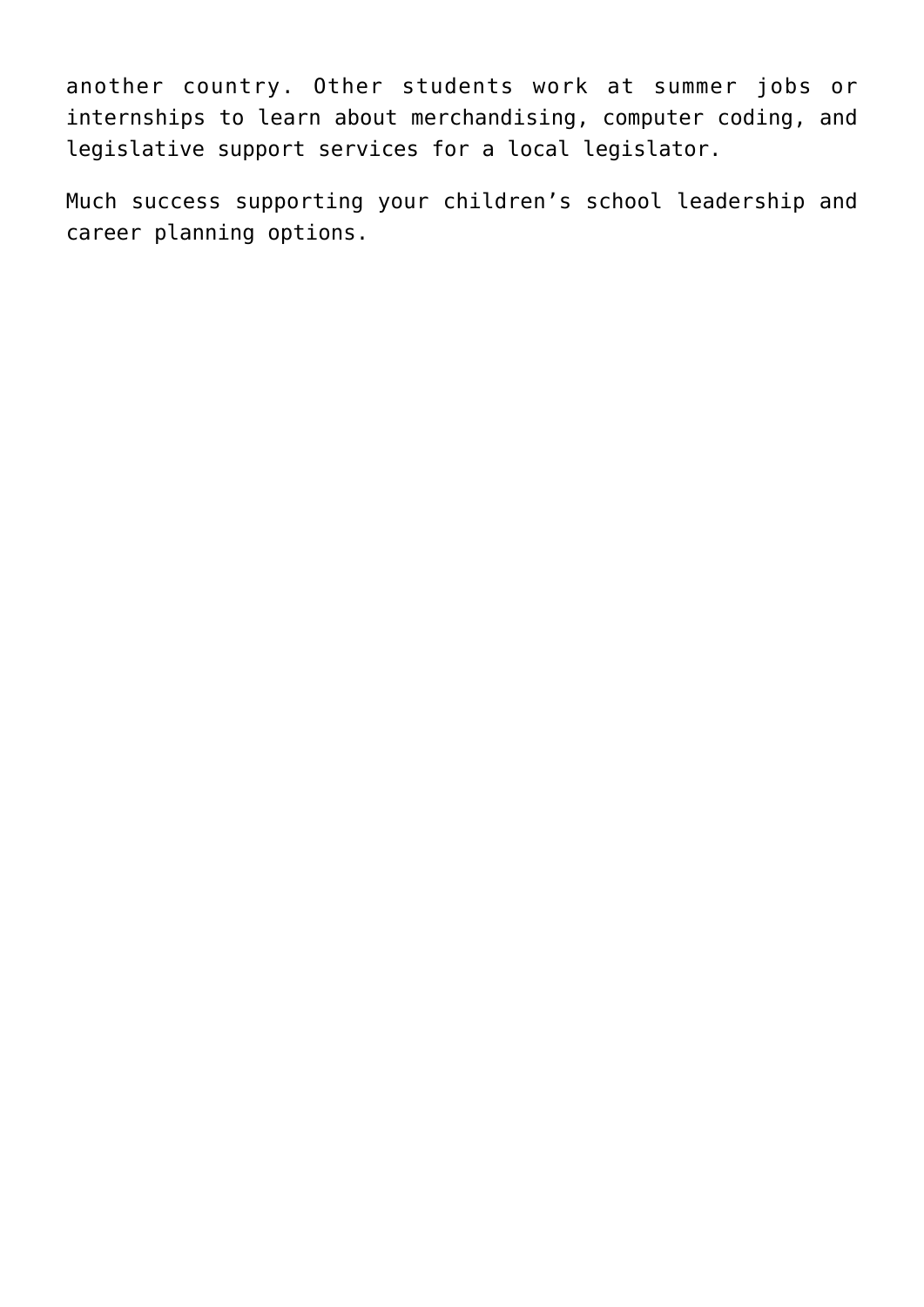another country. Other students work at summer jobs or internships to learn about merchandising, computer coding, and legislative support services for a local legislator.

Much success supporting your children's school leadership and career planning options.